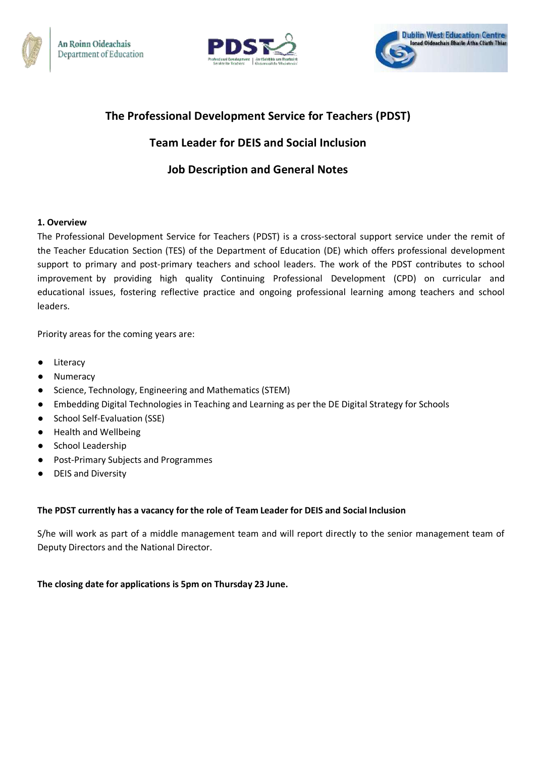# The Professional Development Service for Teachers (PDST)

## Team Leader for DEIS and Social Inclusion

## Job Description and General Notes

### 1. Overview

The Professional Development Service for Teachers (PDST) is a cross-sectoral support service under the remit of the Teacher Education Section (TES) of the Department of Education (DE) which offers professional development support to primary and post-primary teachers and school leaders. The work of the PDST contributes to school improvement by providing high quality Continuing Professional Development (CPD) on curricular and educational issues, fostering reflective practice and ongoing professional learning among teachers and school leaders.

Priority areas for the coming years are:

- Literacy
- Numeracy
- Science, Technology, Engineering and Mathematics (STEM)
- Embedding Digital Technologies in Teaching and Learning as per the DE Digital Strategy for Schools
- School Self-Evaluation (SSE)
- Health and Wellbeing
- School Leadership
- Post-Primary Subjects and Programmes
- DEIS and Diversity

**The PDST currently has a vacancy for the role of Team Leader for DEIS and Social Inclusion**

S/he will work as part of a middle management team and will report directly to the senior management team of Deputy Directors and the National Director.

**The closing date for applications is 5pm on Thursday 23 June.**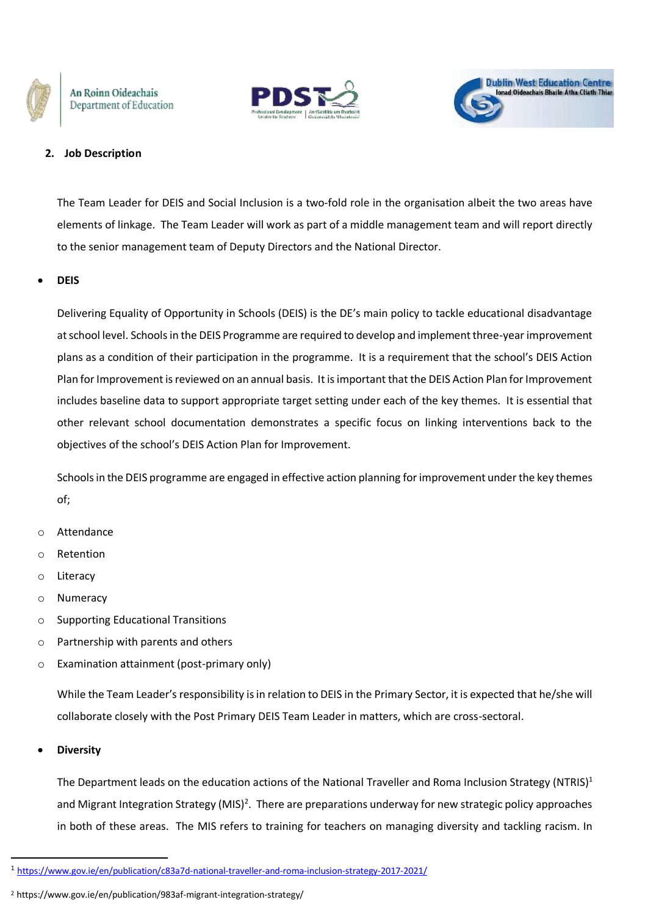## 2. Job Description

The Team Leader for DEIS and Social Inclusion is a two-fold role in the organisation albeit the two areas have elements of linkage. The Team Leader will work as part of a middle management team and will report directly to the senior management team of Deputy Directors and the National Director.

- **DEIS**

Delivering Equality of Opportunity in Schools (DEIS) is the DE's main policy to tackle educational disadvantage at school level. Schools in the DEIS Programme are required to develop and implement three-year improvement plans as a condition of their participation in the programme. It is a requirement that the school's DEIS Action Plan for Improvement is reviewed on an annual basis. It is important that the DEIS Action Plan for Improvement includes baseline data to support appropriate target setting under each of the key themes. It is essential that other relevant school documentation demonstrates a specific focus on linking interventions back to the objectives of the school's DEIS Action Plan for Improvement.

Schools in the DEIS programme are engaged in effective action planning for improvement under the key themes of;

- Attendance
- Retention
- Literacy
- Numeracy
- Supporting Educational Transitions
- Partnership with parents and others
- Examination attainment (post-primary only)

While the Team Leader's responsibility is in relation to DEIS in the Primary Sector, it is expected that he/she will collaborate closely with the Post Primary DEIS Team Leader in matters, which are cross-sectoral.

- **Diversity**

The Department leads on the education actions of the National Traveller and Roma Inclusion Strategy (NTRIS)[1] and Migrant Integration Strategy (MIS)[2]. There are preparations underway for new strategic policy approaches in both of these areas. The MIS refers to training for teachers on managing diversity and tackling racism. In

[1] https://www.gov.ie/en/publication/c83a7d-national-traveller-and-roma-inclusion-strategy-2017-2021/

[2] https://www.gov.ie/en/publication/983af-migrant-integration-strategy/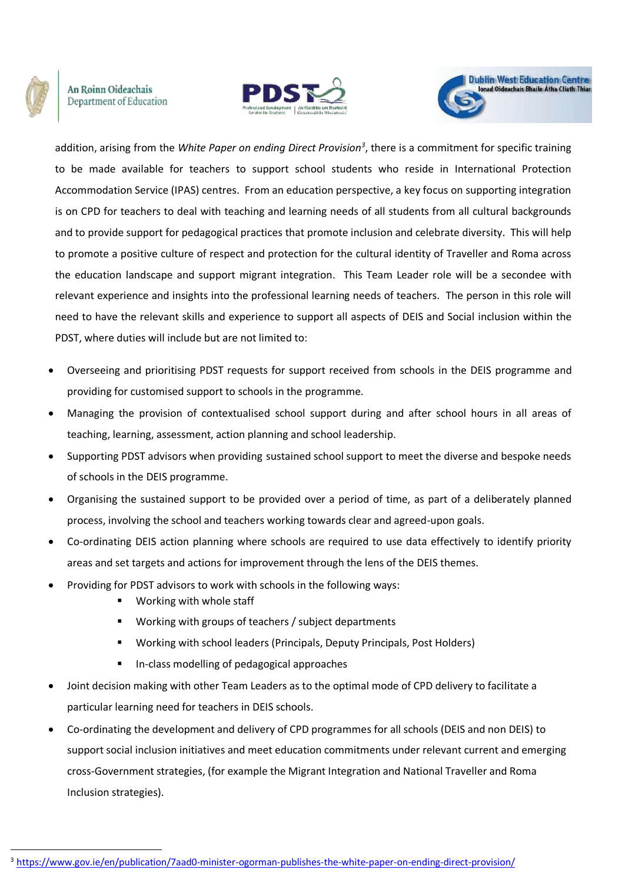addition, arising from the *White Paper on ending Direct Provision*[3], there is a commitment for specific training to be made available for teachers to support school students who reside in International Protection Accommodation Service (IPAS) centres. From an education perspective, a key focus on supporting integration is on CPD for teachers to deal with teaching and learning needs of all students from all cultural backgrounds and to provide support for pedagogical practices that promote inclusion and celebrate diversity. This will help to promote a positive culture of respect and protection for the cultural identity of Traveller and Roma across the education landscape and support migrant integration. This Team Leader role will be a secondee with relevant experience and insights into the professional learning needs of teachers. The person in this role will need to have the relevant skills and experience to support all aspects of DEIS and Social inclusion within the PDST, where duties will include but are not limited to:

- Overseeing and prioritising PDST requests for support received from schools in the DEIS programme and providing for customised support to schools in the programme.
- Managing the provision of contextualised school support during and after school hours in all areas of teaching, learning, assessment, action planning and school leadership.
- Supporting PDST advisors when providing sustained school support to meet the diverse and bespoke needs of schools in the DEIS programme.
- Organising the sustained support to be provided over a period of time, as part of a deliberately planned process, involving the school and teachers working towards clear and agreed-upon goals.
- Co-ordinating DEIS action planning where schools are required to use data effectively to identify priority areas and set targets and actions for improvement through the lens of the DEIS themes.
- Providing for PDST advisors to work with schools in the following ways:
    - Working with whole staff
    - Working with groups of teachers / subject departments
    - Working with school leaders (Principals, Deputy Principals, Post Holders)
    - In-class modelling of pedagogical approaches
- Joint decision making with other Team Leaders as to the optimal mode of CPD delivery to facilitate a particular learning need for teachers in DEIS schools.
- Co-ordinating the development and delivery of CPD programmes for all schools (DEIS and non DEIS) to support social inclusion initiatives and meet education commitments under relevant current and emerging cross-Government strategies, (for example the Migrant Integration and National Traveller and Roma Inclusion strategies).

[3] https://www.gov.ie/en/publication/7aad0-minister-ogorman-publishes-the-white-paper-on-ending-direct-provision/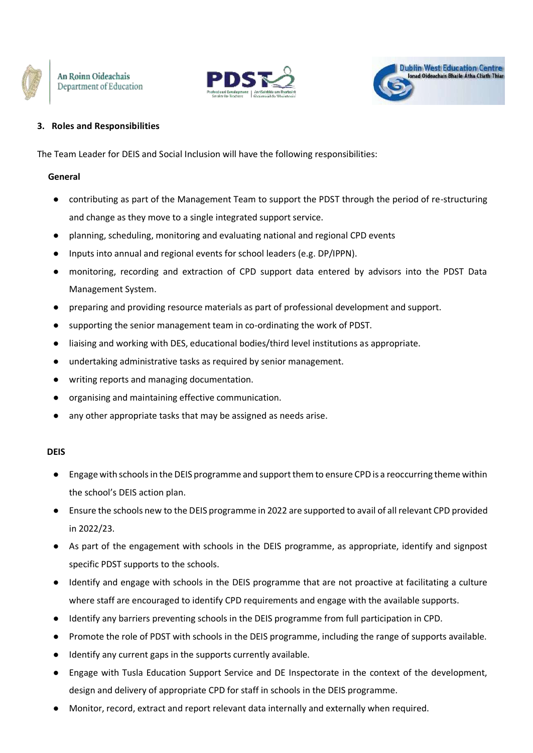## 3. Roles and Responsibilities

The Team Leader for DEIS and Social Inclusion will have the following responsibilities:

**General**

- contributing as part of the Management Team to support the PDST through the period of re-structuring and change as they move to a single integrated support service.
- planning, scheduling, monitoring and evaluating national and regional CPD events
- Inputs into annual and regional events for school leaders (e.g. DP/IPPN).
- monitoring, recording and extraction of CPD support data entered by advisors into the PDST Data Management System.
- preparing and providing resource materials as part of professional development and support.
- supporting the senior management team in co-ordinating the work of PDST.
- liaising and working with DES, educational bodies/third level institutions as appropriate.
- undertaking administrative tasks as required by senior management.
- writing reports and managing documentation.
- organising and maintaining effective communication.
- any other appropriate tasks that may be assigned as needs arise.

**DEIS**

- Engage with schools in the DEIS programme and support them to ensure CPD is a reoccurring theme within the school's DEIS action plan.
- Ensure the schools new to the DEIS programme in 2022 are supported to avail of all relevant CPD provided in 2022/23.
- As part of the engagement with schools in the DEIS programme, as appropriate, identify and signpost specific PDST supports to the schools.
- Identify and engage with schools in the DEIS programme that are not proactive at facilitating a culture where staff are encouraged to identify CPD requirements and engage with the available supports.
- Identify any barriers preventing schools in the DEIS programme from full participation in CPD.
- Promote the role of PDST with schools in the DEIS programme, including the range of supports available.
- Identify any current gaps in the supports currently available.
- Engage with Tusla Education Support Service and DE Inspectorate in the context of the development, design and delivery of appropriate CPD for staff in schools in the DEIS programme.
- Monitor, record, extract and report relevant data internally and externally when required.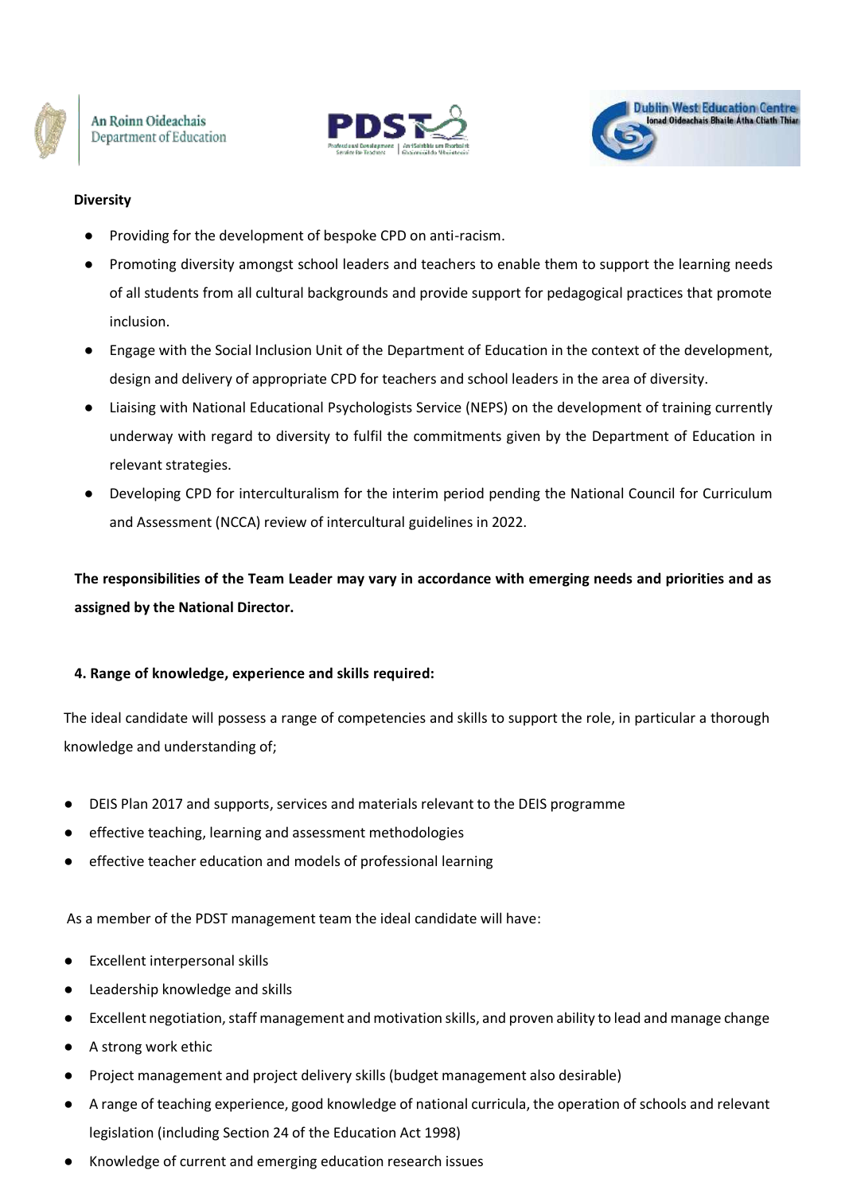**Diversity**

- Providing for the development of bespoke CPD on anti-racism.
- Promoting diversity amongst school leaders and teachers to enable them to support the learning needs of all students from all cultural backgrounds and provide support for pedagogical practices that promote inclusion.
- Engage with the Social Inclusion Unit of the Department of Education in the context of the development, design and delivery of appropriate CPD for teachers and school leaders in the area of diversity.
- Liaising with National Educational Psychologists Service (NEPS) on the development of training currently underway with regard to diversity to fulfil the commitments given by the Department of Education in relevant strategies.
- Developing CPD for interculturalism for the interim period pending the National Council for Curriculum and Assessment (NCCA) review of intercultural guidelines in 2022.

**The responsibilities of the Team Leader may vary in accordance with emerging needs and priorities and as assigned by the National Director.**

**4. Range of knowledge, experience and skills required:**

The ideal candidate will possess a range of competencies and skills to support the role, in particular a thorough knowledge and understanding of;

- DEIS Plan 2017 and supports, services and materials relevant to the DEIS programme
- effective teaching, learning and assessment methodologies
- effective teacher education and models of professional learning

As a member of the PDST management team the ideal candidate will have:

- Excellent interpersonal skills
- Leadership knowledge and skills
- Excellent negotiation, staff management and motivation skills, and proven ability to lead and manage change
- A strong work ethic
- Project management and project delivery skills (budget management also desirable)
- A range of teaching experience, good knowledge of national curricula, the operation of schools and relevant legislation (including Section 24 of the Education Act 1998)
- Knowledge of current and emerging education research issues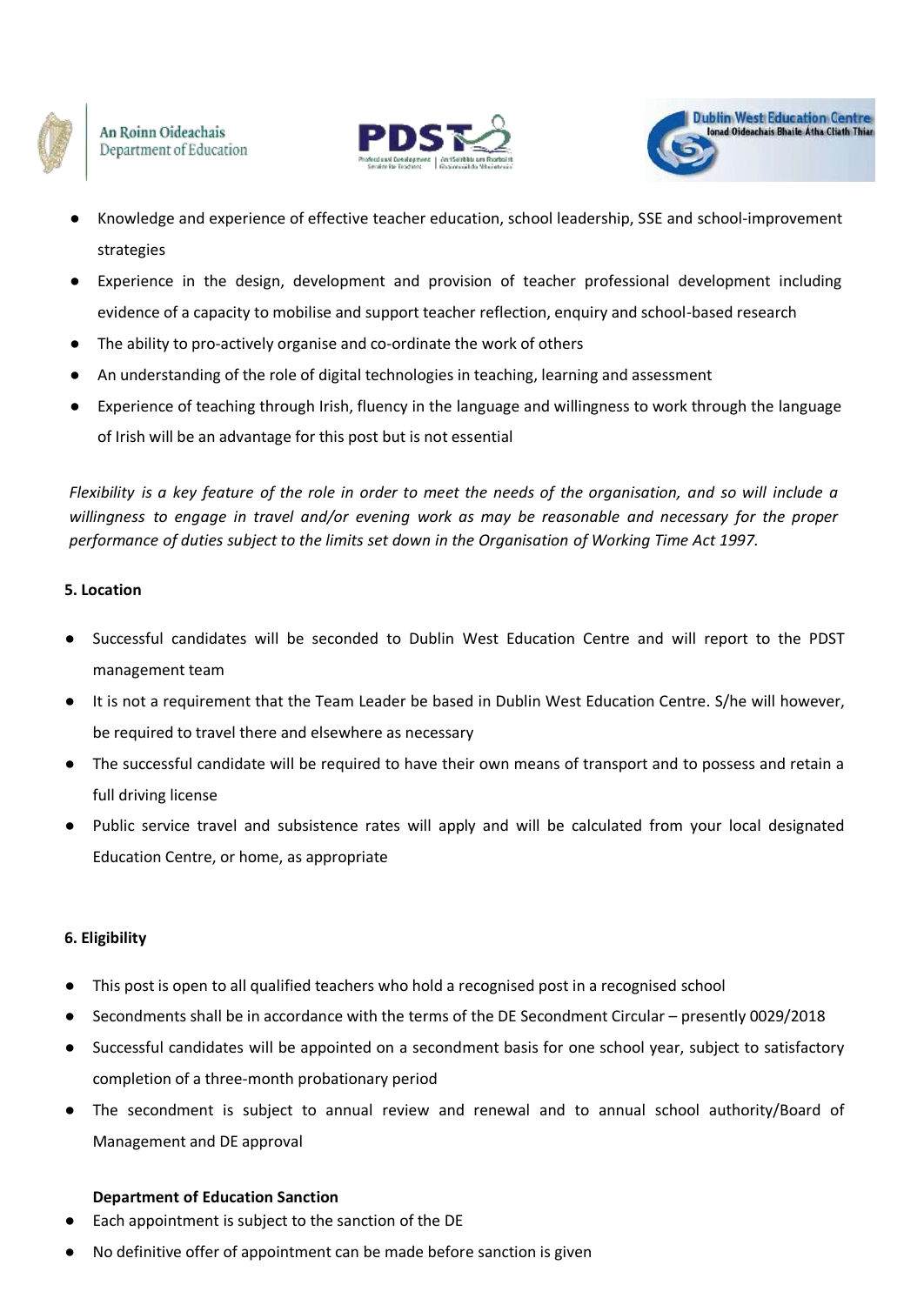- Knowledge and experience of effective teacher education, school leadership, SSE and school-improvement strategies
- Experience in the design, development and provision of teacher professional development including evidence of a capacity to mobilise and support teacher reflection, enquiry and school-based research
- The ability to pro-actively organise and co-ordinate the work of others
- An understanding of the role of digital technologies in teaching, learning and assessment
- Experience of teaching through Irish, fluency in the language and willingness to work through the language of Irish will be an advantage for this post but is not essential

*Flexibility is a key feature of the role in order to meet the needs of the organisation, and so will include a willingness to engage in travel and/or evening work as may be reasonable and necessary for the proper performance of duties subject to the limits set down in the Organisation of Working Time Act 1997.*

**5. Location**

- Successful candidates will be seconded to Dublin West Education Centre and will report to the PDST management team
- It is not a requirement that the Team Leader be based in Dublin West Education Centre. S/he will however, be required to travel there and elsewhere as necessary
- The successful candidate will be required to have their own means of transport and to possess and retain a full driving license
- Public service travel and subsistence rates will apply and will be calculated from your local designated Education Centre, or home, as appropriate

**6. Eligibility**

- This post is open to all qualified teachers who hold a recognised post in a recognised school
- Secondments shall be in accordance with the terms of the DE Secondment Circular – presently 0029/2018
- Successful candidates will be appointed on a secondment basis for one school year, subject to satisfactory completion of a three-month probationary period
- The secondment is subject to annual review and renewal and to annual school authority/Board of Management and DE approval

**Department of Education Sanction**

- Each appointment is subject to the sanction of the DE
- No definitive offer of appointment can be made before sanction is given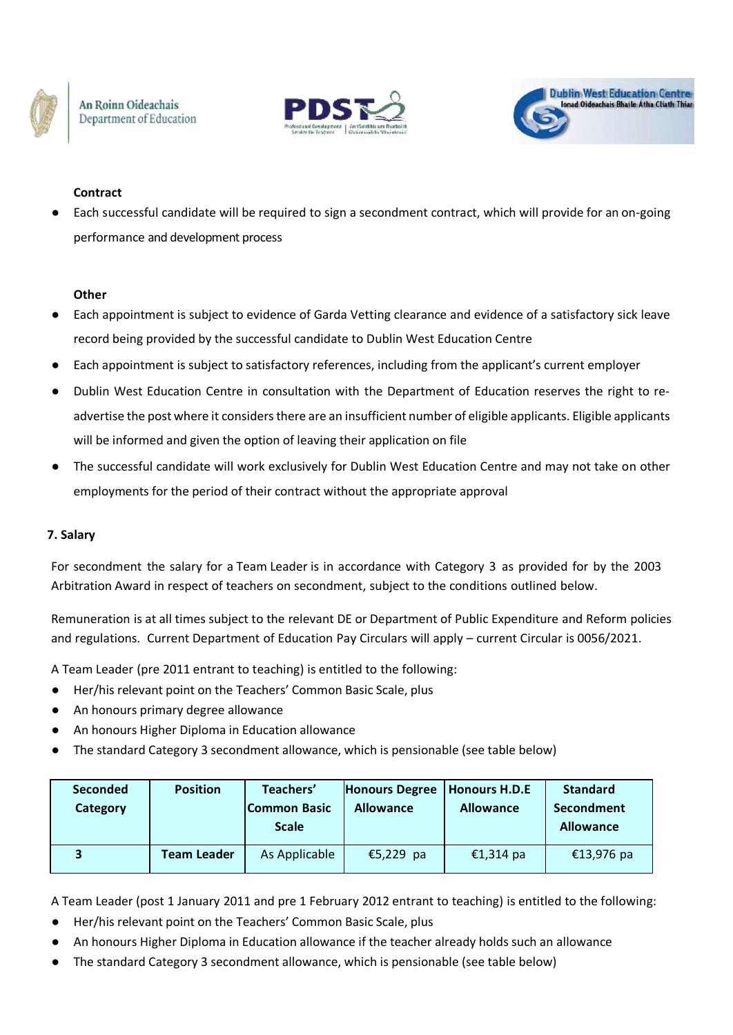**Contract**

- Each successful candidate will be required to sign a secondment contract, which will provide for an on-going performance and development process

**Other**

- Each appointment is subject to evidence of Garda Vetting clearance and evidence of a satisfactory sick leave record being provided by the successful candidate to Dublin West Education Centre
- Each appointment is subject to satisfactory references, including from the applicant's current employer
- Dublin West Education Centre in consultation with the Department of Education reserves the right to re-advertise the post where it considers there are an insufficient number of eligible applicants. Eligible applicants will be informed and given the option of leaving their application on file
- The successful candidate will work exclusively for Dublin West Education Centre and may not take on other employments for the period of their contract without the appropriate approval

**7. Salary**

For secondment the salary for a Team Leader is in accordance with Category 3 as provided for by the 2003 Arbitration Award in respect of teachers on secondment, subject to the conditions outlined below.

Remuneration is at all times subject to the relevant DE or Department of Public Expenditure and Reform policies and regulations. Current Department of Education Pay Circulars will apply – current Circular is 0056/2021.

A Team Leader (pre 2011 entrant to teaching) is entitled to the following:

- Her/his relevant point on the Teachers' Common Basic Scale, plus
- An honours primary degree allowance
- An honours Higher Diploma in Education allowance
- The standard Category 3 secondment allowance, which is pensionable (see table below)

| Seconded Category | Position | Teachers' Common Basic Scale | Honours Degree Allowance | Honours H.D.E Allowance | Standard Secondment Allowance |
|---|---|---|---|---|---|
| 3 | Team Leader | As Applicable | €5,229 pa | €1,314 pa | €13,976 pa |

A Team Leader (post 1 January 2011 and pre 1 February 2012 entrant to teaching) is entitled to the following:

- Her/his relevant point on the Teachers' Common Basic Scale, plus
- An honours Higher Diploma in Education allowance if the teacher already holds such an allowance
- The standard Category 3 secondment allowance, which is pensionable (see table below)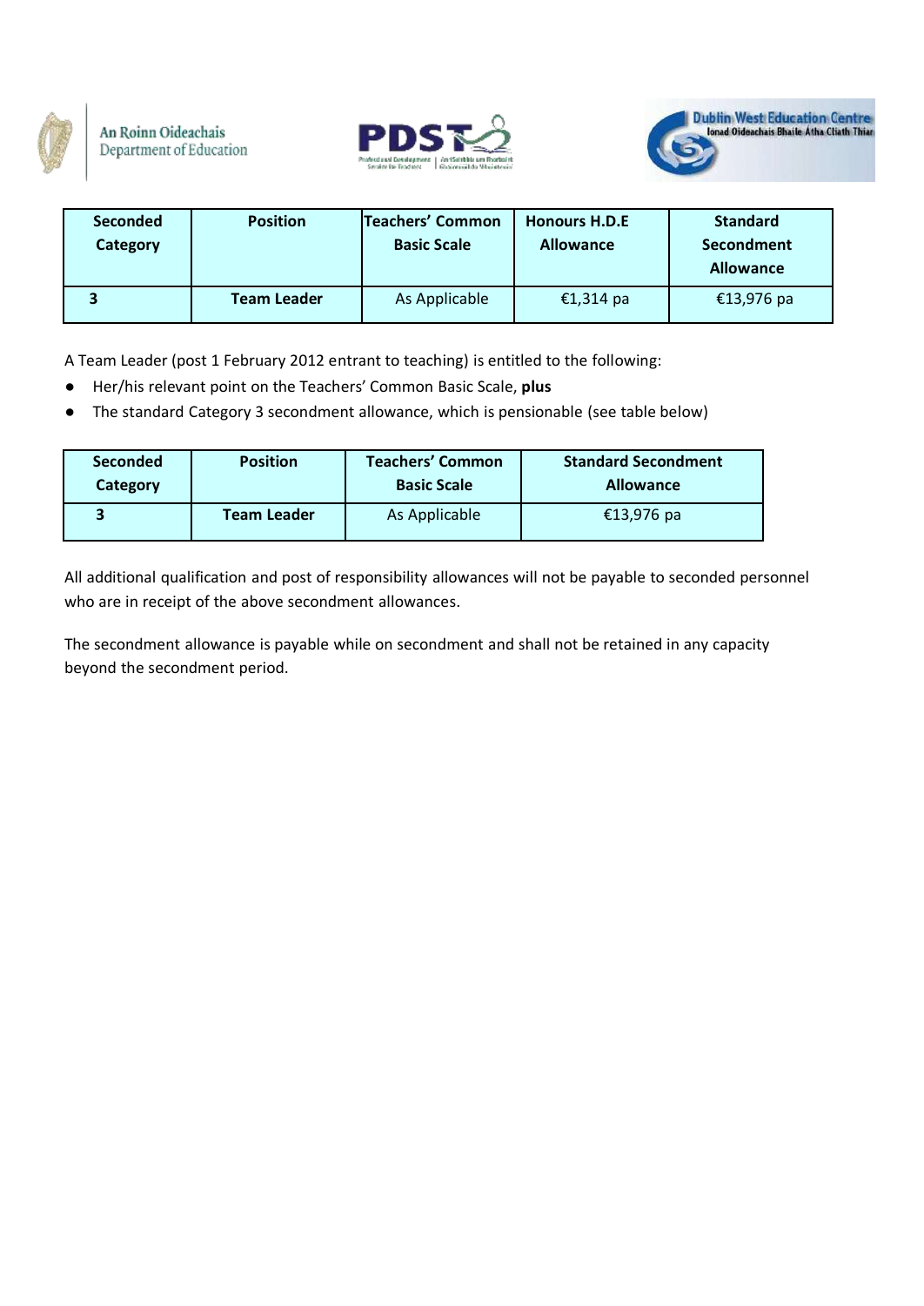| Seconded Category | Position | Teachers' Common Basic Scale | Honours H.D.E Allowance | Standard Secondment Allowance |
|---|---|---|---|---|
| 3 | Team Leader | As Applicable | €1,314 pa | €13,976 pa |

A Team Leader (post 1 February 2012 entrant to teaching) is entitled to the following:

- Her/his relevant point on the Teachers' Common Basic Scale, **plus**
- The standard Category 3 secondment allowance, which is pensionable (see table below)

| Seconded Category | Position | Teachers' Common Basic Scale | Standard Secondment Allowance |
|---|---|---|---|
| 3 | Team Leader | As Applicable | €13,976 pa |

All additional qualification and post of responsibility allowances will not be payable to seconded personnel who are in receipt of the above secondment allowances.

The secondment allowance is payable while on secondment and shall not be retained in any capacity beyond the secondment period.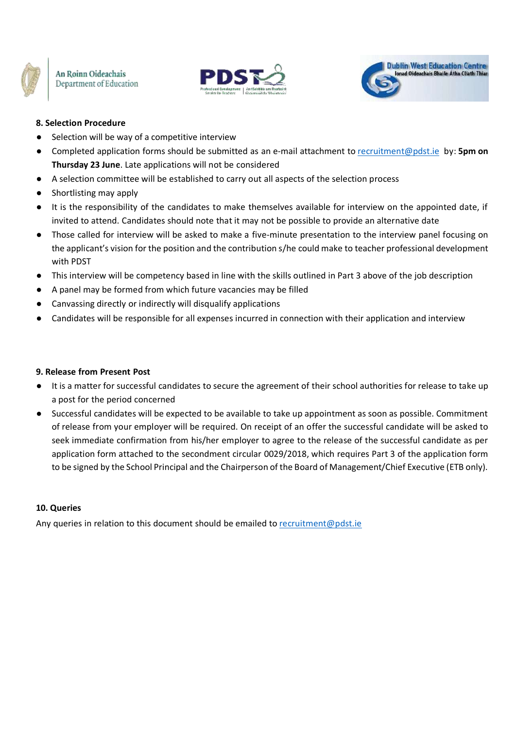**8. Selection Procedure**

- Selection will be way of a competitive interview
- Completed application forms should be submitted as an e-mail attachment to recruitment@pdst.ie by: **5pm on Thursday 23 June**. Late applications will not be considered
- A selection committee will be established to carry out all aspects of the selection process
- Shortlisting may apply
- It is the responsibility of the candidates to make themselves available for interview on the appointed date, if invited to attend. Candidates should note that it may not be possible to provide an alternative date
- Those called for interview will be asked to make a five-minute presentation to the interview panel focusing on the applicant's vision for the position and the contribution s/he could make to teacher professional development with PDST
- This interview will be competency based in line with the skills outlined in Part 3 above of the job description
- A panel may be formed from which future vacancies may be filled
- Canvassing directly or indirectly will disqualify applications
- Candidates will be responsible for all expenses incurred in connection with their application and interview

**9. Release from Present Post**

- It is a matter for successful candidates to secure the agreement of their school authorities for release to take up a post for the period concerned
- Successful candidates will be expected to be available to take up appointment as soon as possible. Commitment of release from your employer will be required. On receipt of an offer the successful candidate will be asked to seek immediate confirmation from his/her employer to agree to the release of the successful candidate as per application form attached to the secondment circular 0029/2018, which requires Part 3 of the application form to be signed by the School Principal and the Chairperson of the Board of Management/Chief Executive (ETB only).

**10. Queries**

Any queries in relation to this document should be emailed to recruitment@pdst.ie